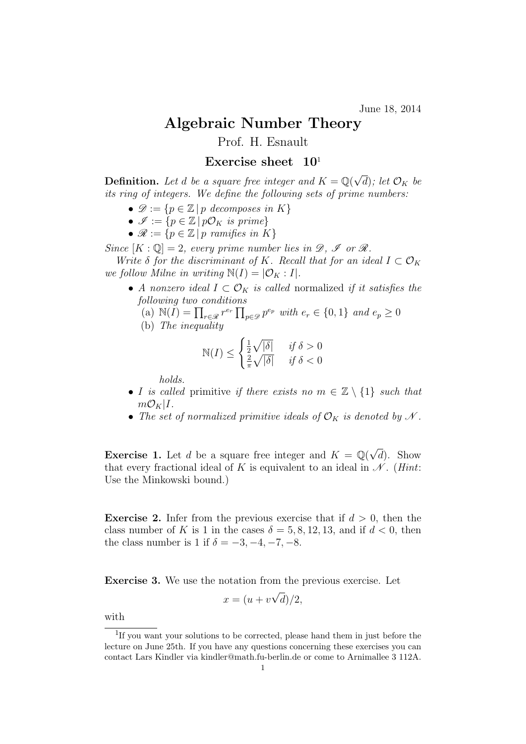June 18, 2014

# Algebraic Number Theory

Prof. H. Esnault

## Exercise sheet 10[1]

**Definition.** *Let $d$ be a square free integer and $K = \mathbb{Q}(\sqrt{d})$; let $\mathcal{O}_K$ be its ring of integers. We define the following sets of prime numbers:*

- $\mathscr{D} := \{p \in \mathbb{Z} \,|\, p$ *decomposes in* $K\}$
- $\mathscr{I} := \{p \in \mathbb{Z} \,|\, p\mathcal{O}_K$ *is prime*$\}$
- $\mathscr{R} := \{p \in \mathbb{Z} \,|\, p$ *ramifies in* $K\}$

*Since $[K : \mathbb{Q}] = 2$, every prime number lies in $\mathscr{D}$, $\mathscr{I}$ or $\mathscr{R}$.*

*Write $\delta$ for the discriminant of $K$. Recall that for an ideal $I \subset \mathcal{O}_K$ we follow Milne in writing $\mathbb{N}(I) = |\mathcal{O}_K : I|$.*

- *A nonzero ideal $I \subset \mathcal{O}_K$ is called* normalized *if it satisfies the following two conditions*
  (a) $\mathbb{N}(I) = \prod_{r \in \mathscr{R}} r^{e_r} \prod_{p \in \mathscr{D}} p^{e_p}$ *with $e_r \in \{0, 1\}$ and $e_p \geq 0$*
  (b) *The inequality*

$$\mathbb{N}(I) \leq \begin{cases} \frac{1}{2}\sqrt{|\delta|} & \text{if } \delta > 0 \\ \frac{2}{\pi}\sqrt{|\delta|} & \text{if } \delta < 0 \end{cases}$$

  *holds.*
- *$I$ is called* primitive *if there exists no $m \in \mathbb{Z} \setminus \{1\}$ such that $m\mathcal{O}_K | I$.*
- *The set of normalized primitive ideals of $\mathcal{O}_K$ is denoted by $\mathscr{N}$.*

**Exercise 1.** Let $d$ be a square free integer and $K = \mathbb{Q}(\sqrt{d})$. Show that every fractional ideal of $K$ is equivalent to an ideal in $\mathscr{N}$. (*Hint*: Use the Minkowski bound.)

**Exercise 2.** Infer from the previous exercise that if $d > 0$, then the class number of $K$ is 1 in the cases $\delta = 5, 8, 12, 13$, and if $d < 0$, then the class number is 1 if $\delta = -3, -4, -7, -8$.

**Exercise 3.** We use the notation from the previous exercise. Let

$$x = (u + v\sqrt{d})/2,$$

with

[1] If you want your solutions to be corrected, please hand them in just before the lecture on June 25th. If you have any questions concerning these exercises you can contact Lars Kindler via kindler@math.fu-berlin.de or come to Arnimallee 3 112A.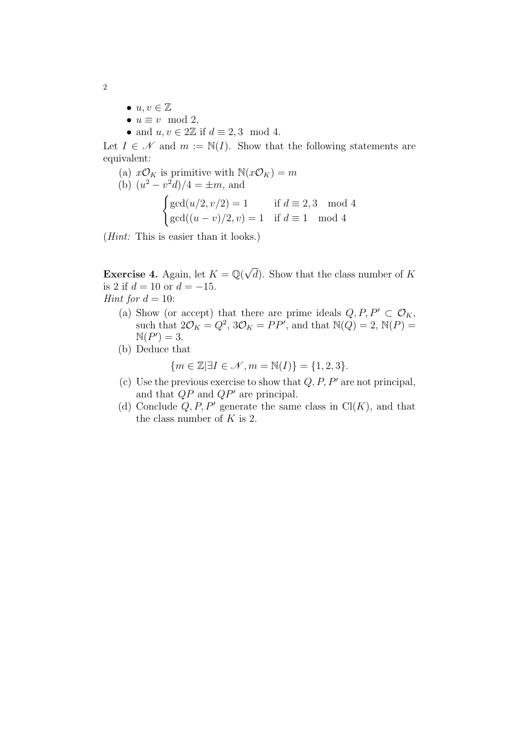- $u, v \in \mathbb{Z}$
- $u \equiv v \mod 2$,
- and $u, v \in 2\mathbb{Z}$ if $d \equiv 2, 3 \mod 4$.

Let $I \in \mathscr{N}$ and $m := \mathbb{N}(I)$. Show that the following statements are equivalent:

(a) $x\mathcal{O}_K$ is primitive with $\mathbb{N}(x\mathcal{O}_K) = m$

(b) $(u^2 - v^2 d)/4 = \pm m$, and

$$\begin{cases} \gcd(u/2, v/2) = 1 & \text{if } d \equiv 2, 3 \mod 4 \\ \gcd((u-v)/2, v) = 1 & \text{if } d \equiv 1 \mod 4 \end{cases}$$

(*Hint:* This is easier than it looks.)

**Exercise 4.** Again, let $K = \mathbb{Q}(\sqrt{d})$. Show that the class number of $K$ is 2 if $d = 10$ or $d = -15$.

*Hint for* $d = 10$:

(a) Show (or accept) that there are prime ideals $Q, P, P' \subset \mathcal{O}_K$, such that $2\mathcal{O}_K = Q^2$, $3\mathcal{O}_K = PP'$, and that $\mathbb{N}(Q) = 2$, $\mathbb{N}(P) = \mathbb{N}(P') = 3$.

(b) Deduce that

$$\{m \in \mathbb{Z} | \exists I \in \mathscr{N}, m = \mathbb{N}(I)\} = \{1, 2, 3\}.$$

(c) Use the previous exercise to show that $Q, P, P'$ are not principal, and that $QP$ and $QP'$ are principal.

(d) Conclude $Q, P, P'$ generate the same class in $\mathrm{Cl}(K)$, and that the class number of $K$ is 2.